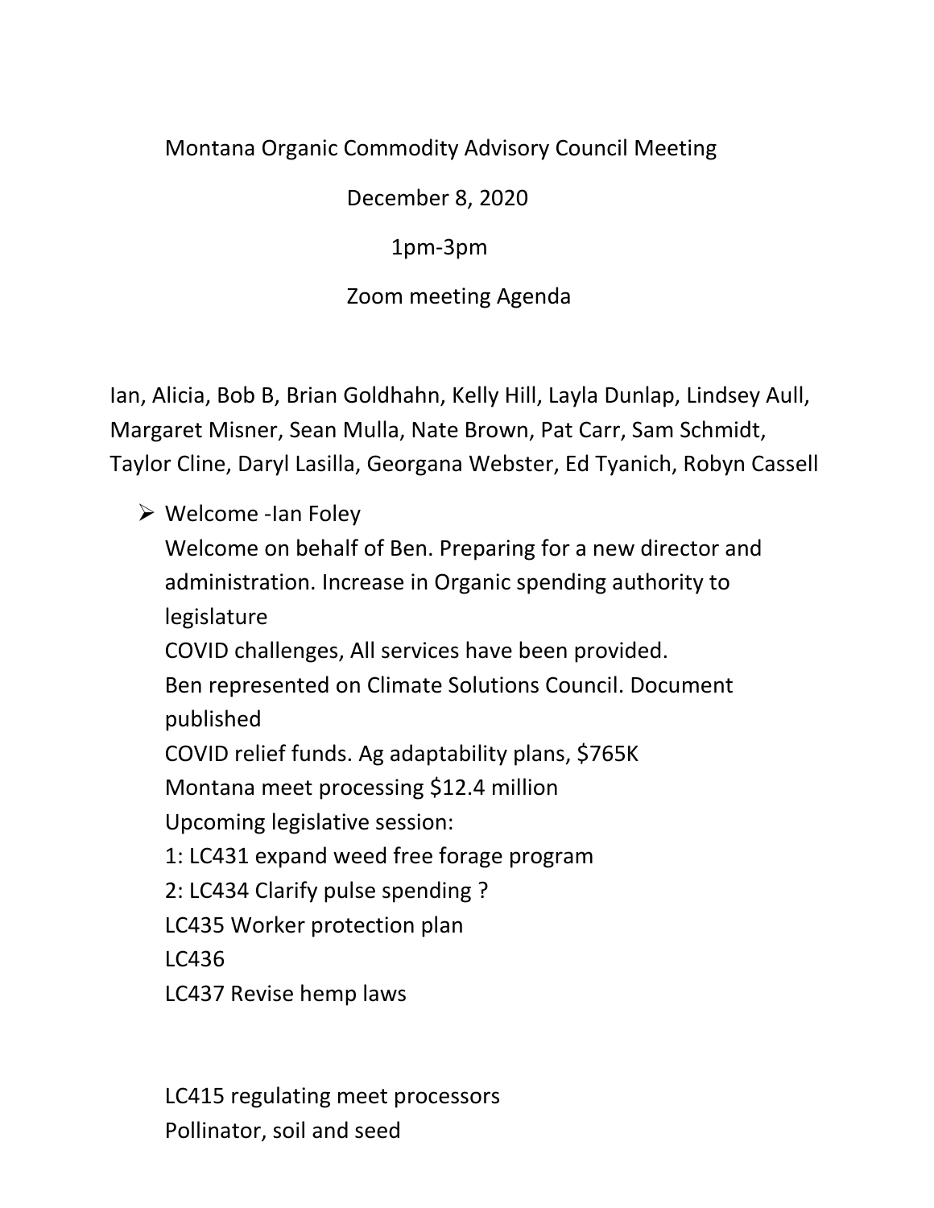Montana Organic Commodity Advisory Council Meeting

December 8, 2020

1pm-3pm

Zoom meeting Agenda

Ian, Alicia, Bob B, Brian Goldhahn, Kelly Hill, Layla Dunlap, Lindsey Aull, Margaret Misner, Sean Mulla, Nate Brown, Pat Carr, Sam Schmidt, Taylor Cline, Daryl Lasilla, Georgana Webster, Ed Tyanich, Robyn Cassell

- Welcome -Ian Foley

  Welcome on behalf of Ben. Preparing for a new director and administration. Increase in Organic spending authority to legislature

  COVID challenges, All services have been provided.

  Ben represented on Climate Solutions Council. Document published

  COVID relief funds. Ag adaptability plans, $765K

  Montana meet processing $12.4 million

  Upcoming legislative session:

  1: LC431 expand weed free forage program

  2: LC434 Clarify pulse spending ?

  LC435 Worker protection plan

  LC436

  LC437 Revise hemp laws

  LC415 regulating meet processors

  Pollinator, soil and seed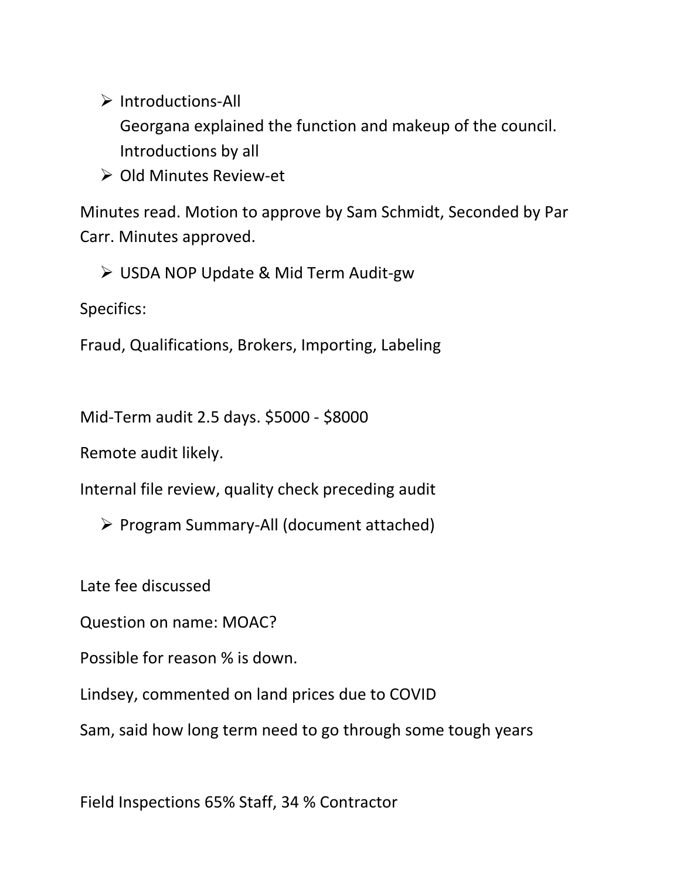- Introductions-All
  Georgana explained the function and makeup of the council.
  Introductions by all
- Old Minutes Review-et

Minutes read. Motion to approve by Sam Schmidt, Seconded by Par Carr. Minutes approved.

- USDA NOP Update & Mid Term Audit-gw

Specifics:

Fraud, Qualifications, Brokers, Importing, Labeling

Mid-Term audit 2.5 days. $5000 - $8000

Remote audit likely.

Internal file review, quality check preceding audit

- Program Summary-All (document attached)

Late fee discussed

Question on name: MOAC?

Possible for reason % is down.

Lindsey, commented on land prices due to COVID

Sam, said how long term need to go through some tough years

Field Inspections 65% Staff, 34 % Contractor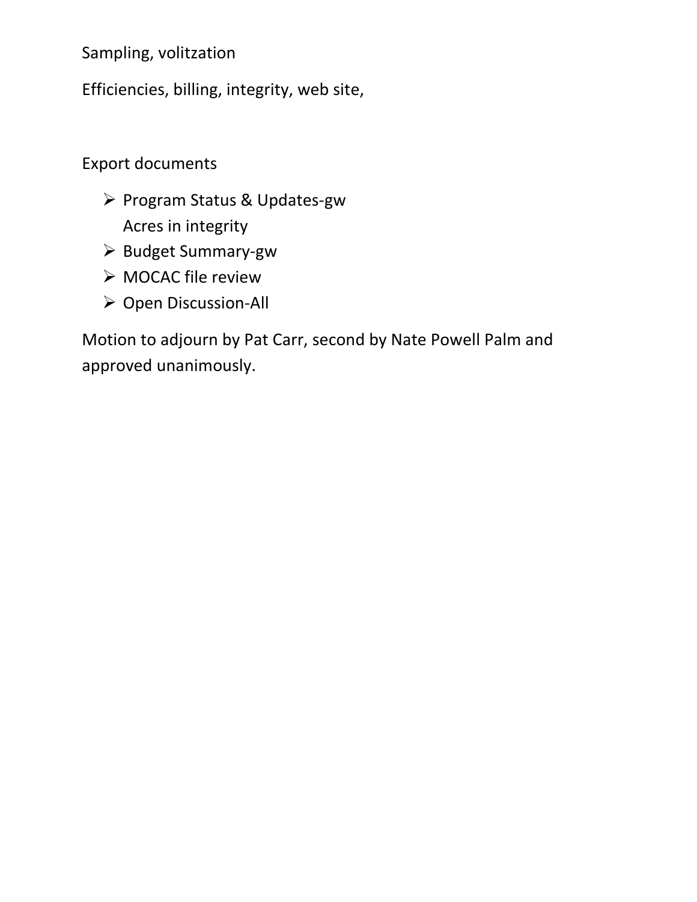Sampling, volitzation

Efficiencies, billing, integrity, web site,

Export documents

- Program Status & Updates-gw
  Acres in integrity
- Budget Summary-gw
- MOCAC file review
- Open Discussion-All

Motion to adjourn by Pat Carr, second by Nate Powell Palm and approved unanimously.